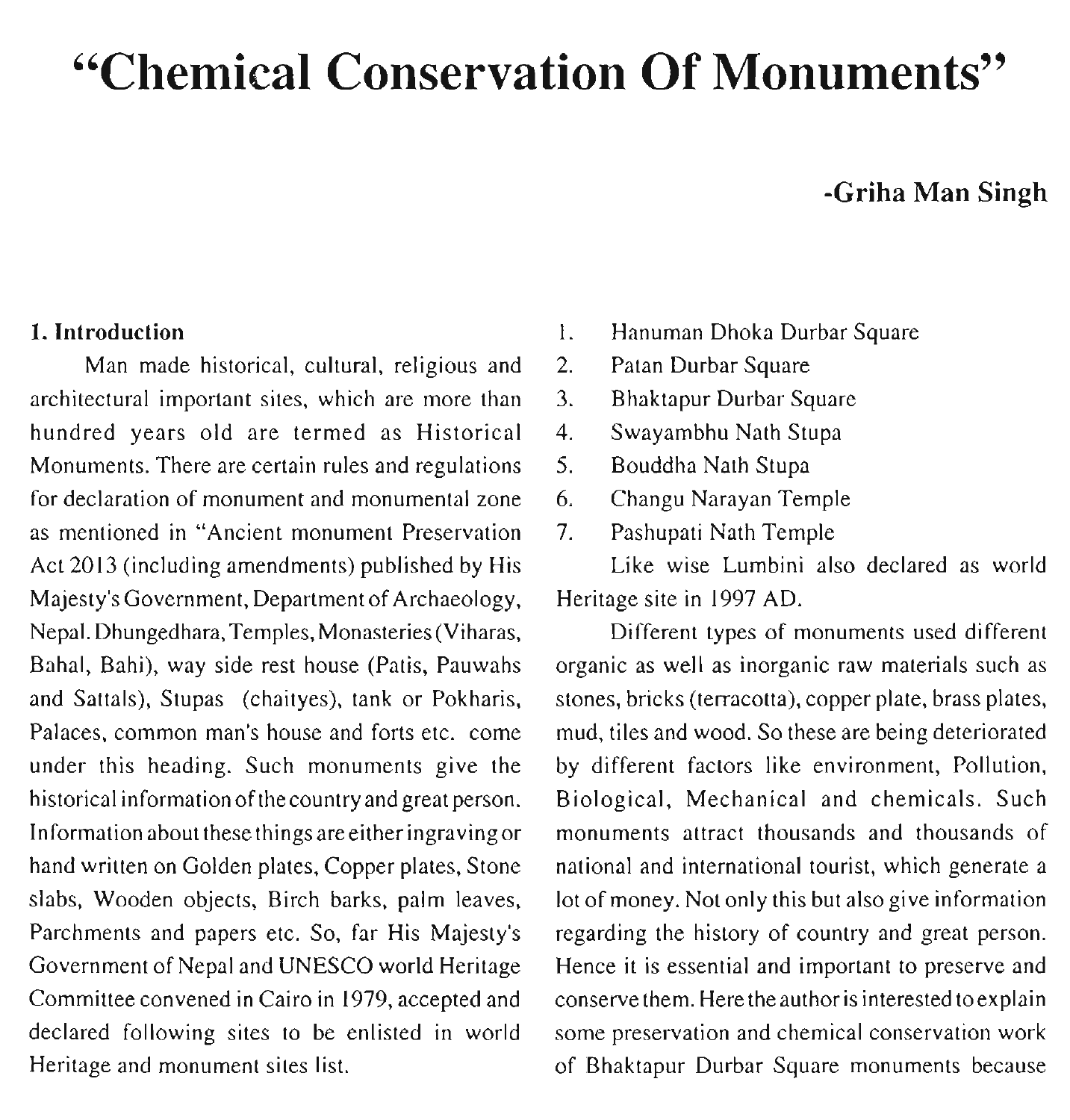# "Chemical Conservation Of Monuments"

**-Griha Man Singh**

### 1. Introduction

Man made historical, cultural, religious and architectural important sites, which are more than hundred years old are termed as Historical Monuments. There are certain rules and regulations for declaration of monument and monumental zone as mentioned in "Ancient monument Preservation Act 2013 (including amendments) published by His Majesty's Government, Department of Archaeology, Nepal. Dhungedhara, Temples, Monasteries (Viharas, Bahal, Bahi), way side rest house (Patis, Pauwahs and Sattals), Stupas (chaityes), tank or Pokharis, Palaces, common man's house and forts etc. come under this heading. Such monuments give the historical information of the country and great person. Information about these things are either ingraving or hand written on Golden plates, Copper plates, Stone slabs, Wooden objects, Birch barks, palm leaves, Parchments and papers etc. So, far His Majesty's Government of Nepal and UNESCO world Heritage Committee convened in Cairo in 1979, accepted and declared following sites to be enlisted in world Heritage and monument sites list.

1. Hanuman Dhoka Durbar Square
2. Patan Durbar Square
3. Bhaktapur Durbar Square
4. Swayambhu Nath Stupa
5. Bouddha Nath Stupa
6. Changu Narayan Temple
7. Pashupati Nath Temple

Like wise Lumbini also declared as world Heritage site in 1997 AD.

Different types of monuments used different organic as well as inorganic raw materials such as stones, bricks (terracotta), copper plate, brass plates, mud, tiles and wood. So these are being deteriorated by different factors like environment, Pollution, Biological, Mechanical and chemicals. Such monuments attract thousands and thousands of national and international tourist, which generate a lot of money. Not only this but also give information regarding the history of country and great person. Hence it is essential and important to preserve and conserve them. Here the author is interested to explain some preservation and chemical conservation work of Bhaktapur Durbar Square monuments because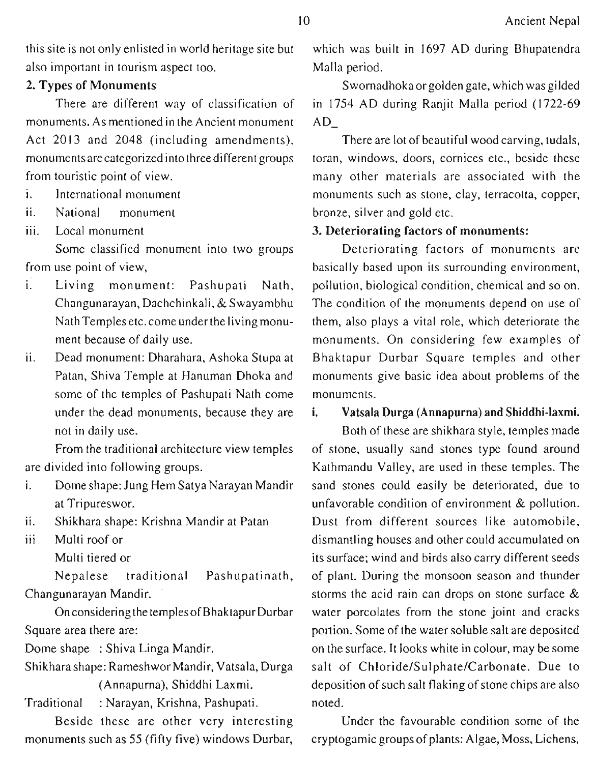this site is not only enlisted in world heritage site but also important in tourism aspect too.

**2. Types of Monuments**

There are different way of classification of monuments. As mentioned in the Ancient monument Act 2013 and 2048 (including amendments), monuments are categorized into three different groups from touristic point of view.

i. International monument
ii. National monument
iii. Local monument

Some classified monument into two groups from use point of view,

i. Living monument: Pashupati Nath, Changunarayan, Dachchinkali, & Swayambhu Nath Temples etc. come under the living monument because of daily use.
ii. Dead monument: Dharahara, Ashoka Stupa at Patan, Shiva Temple at Hanuman Dhoka and some of the temples of Pashupati Nath come under the dead monuments, because they are not in daily use.

From the traditional architecture view temples are divided into following groups.

i. Dome shape: Jung Hem Satya Narayan Mandir at Tripureswor.
ii. Shikhara shape: Krishna Mandir at Patan
iii Multi roof or
Multi tiered or
Nepalese traditional Pashupatinath, Changunarayan Mandir.

On considering the temples of Bhaktapur Durbar Square area there are:

Dome shape : Shiva Linga Mandir.
Shikhara shape: Rameshwor Mandir, Vatsala, Durga (Annapurna), Shiddhi Laxmi.
Traditional : Narayan, Krishna, Pashupati.

Beside these are other very interesting monuments such as 55 (fifty five) windows Durbar, which was built in 1697 AD during Bhupatendra Malla period.

Swornadhoka or golden gate, which was gilded in 1754 AD during Ranjit Malla period (1722-69 AD_

There are lot of beautiful wood carving, tudals, toran, windows, doors, cornices etc., beside these many other materials are associated with the monuments such as stone, clay, terracotta, copper, bronze, silver and gold etc.

**3. Deteriorating factors of monuments:**

Deteriorating factors of monuments are basically based upon its surrounding environment, pollution, biological condition, chemical and so on. The condition of the monuments depend on use of them, also plays a vital role, which deteriorate the monuments. On considering few examples of Bhaktapur Durbar Square temples and other monuments give basic idea about problems of the monuments.

**i. Vatsala Durga (Annapurna) and Shiddhi-laxmi.**

Both of these are shikhara style, temples made of stone, usually sand stones type found around Kathmandu Valley, are used in these temples. The sand stones could easily be deteriorated, due to unfavorable condition of environment & pollution. Dust from different sources like automobile, dismantling houses and other could accumulated on its surface; wind and birds also carry different seeds of plant. During the monsoon season and thunder storms the acid rain can drops on stone surface & water porcolates from the stone joint and cracks portion. Some of the water soluble salt are deposited on the surface. It looks white in colour, may be some salt of Chloride/Sulphate/Carbonate. Due to deposition of such salt flaking of stone chips are also noted.

Under the favourable condition some of the cryptogamic groups of plants: Algae, Moss, Lichens,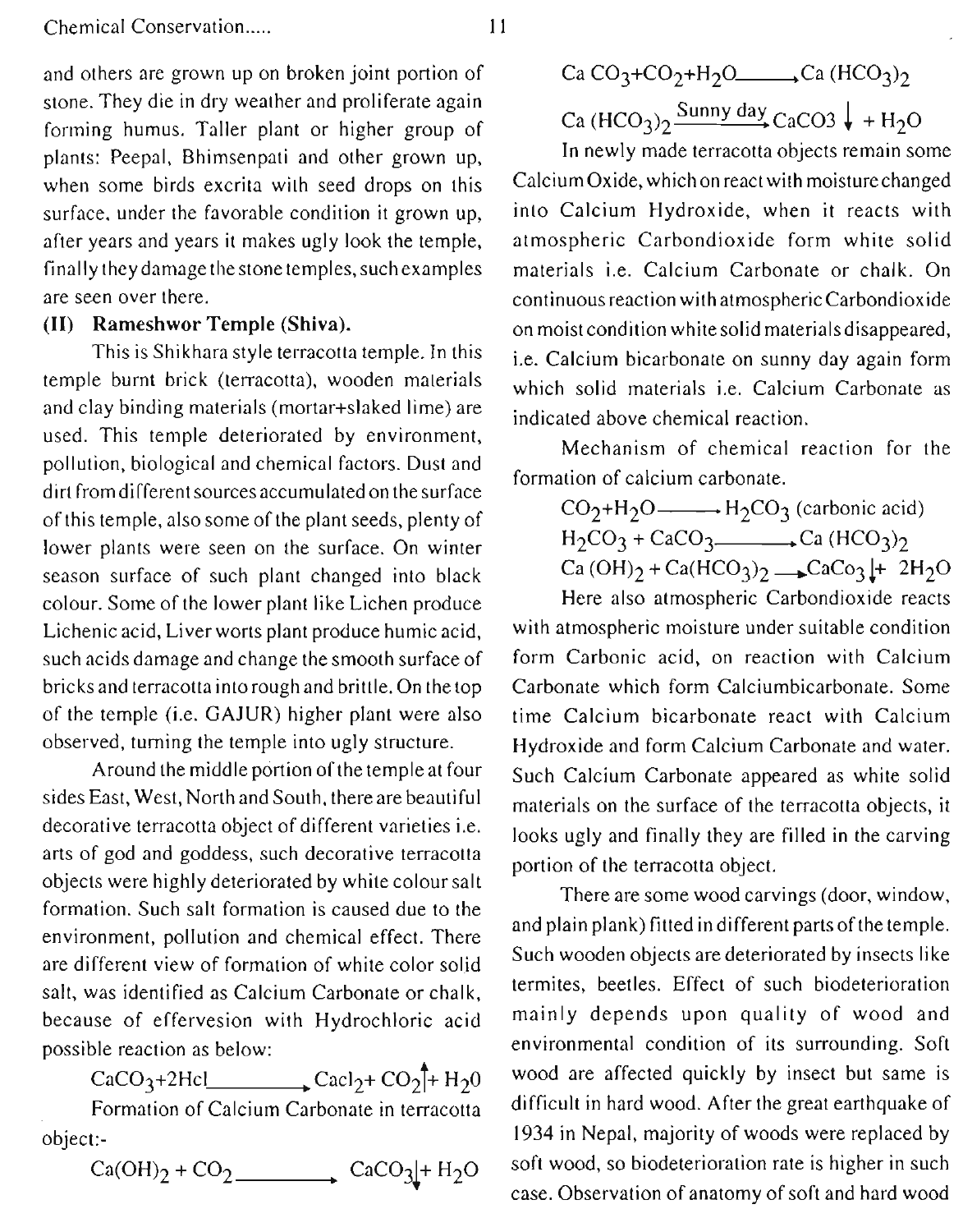and others are grown up on broken joint portion of stone. They die in dry weather and proliferate again forming humus. Taller plant or higher group of plants: Peepal, Bhimsenpati and other grown up, when some birds excrita with seed drops on this surface, under the favorable condition it grown up, after years and years it makes ugly look the temple, finally they damage the stone temples, such examples are seen over there.

### (II) Rameshwor Temple (Shiva).

This is Shikhara style terracotta temple. In this temple burnt brick (terracotta), wooden materials and clay binding materials (mortar+slaked lime) are used. This temple deteriorated by environment, pollution, biological and chemical factors. Dust and dirt from different sources accumulated on the surface of this temple, also some of the plant seeds, plenty of lower plants were seen on the surface. On winter season surface of such plant changed into black colour. Some of the lower plant like Lichen produce Lichenic acid, Liver worts plant produce humic acid, such acids damage and change the smooth surface of bricks and terracotta into rough and brittle. On the top of the temple (i.e. GAJUR) higher plant were also observed, turning the temple into ugly structure.

Around the middle portion of the temple at four sides East, West, North and South, there are beautiful decorative terracotta object of different varieties i.e. arts of god and goddess, such decorative terracotta objects were highly deteriorated by white colour salt formation. Such salt formation is caused due to the environment, pollution and chemical effect. There are different view of formation of white color solid salt, was identified as Calcium Carbonate or chalk, because of effervesion with Hydrochloric acid possible reaction as below:

$$CaCO_3 + 2HCl \longrightarrow CaCl_2 + CO_2\uparrow + H_2O$$

Formation of Calcium Carbonate in terracotta object:-

$$Ca(OH)_2 + CO_2 \longrightarrow CaCO_3\downarrow + H_2O$$

$$CaCO_3 + CO_2 + H_2O \longrightarrow Ca(HCO_3)_2$$

$$Ca(HCO_3)_2 \xrightarrow{\text{Sunny day}} CaCO_3\downarrow + H_2O$$

In newly made terracotta objects remain some Calcium Oxide, which on react with moisture changed into Calcium Hydroxide, when it reacts with atmospheric Carbondioxide form white solid materials i.e. Calcium Carbonate or chalk. On continuous reaction with atmospheric Carbondioxide on moist condition white solid materials disappeared, i.e. Calcium bicarbonate on sunny day again form which solid materials i.e. Calcium Carbonate as indicated above chemical reaction.

Mechanism of chemical reaction for the formation of calcium carbonate.

$$CO_2 + H_2O \longrightarrow H_2CO_3 \text{ (carbonic acid)}$$

$$H_2CO_3 + CaCO_3 \longrightarrow Ca(HCO_3)_2$$

$$Ca(OH)_2 + Ca(HCO_3)_2 \longrightarrow CaCO_3\downarrow + 2H_2O$$

Here also atmospheric Carbondioxide reacts with atmospheric moisture under suitable condition form Carbonic acid, on reaction with Calcium Carbonate which form Calciumbicarbonate. Some time Calcium bicarbonate react with Calcium Hydroxide and form Calcium Carbonate and water. Such Calcium Carbonate appeared as white solid materials on the surface of the terracotta objects, it looks ugly and finally they are filled in the carving portion of the terracotta object.

There are some wood carvings (door, window, and plain plank) fitted in different parts of the temple. Such wooden objects are deteriorated by insects like termites, beetles. Effect of such biodeterioration mainly depends upon quality of wood and environmental condition of its surrounding. Soft wood are affected quickly by insect but same is difficult in hard wood. After the great earthquake of 1934 in Nepal, majority of woods were replaced by soft wood, so biodeterioration rate is higher in such case. Observation of anatomy of soft and hard wood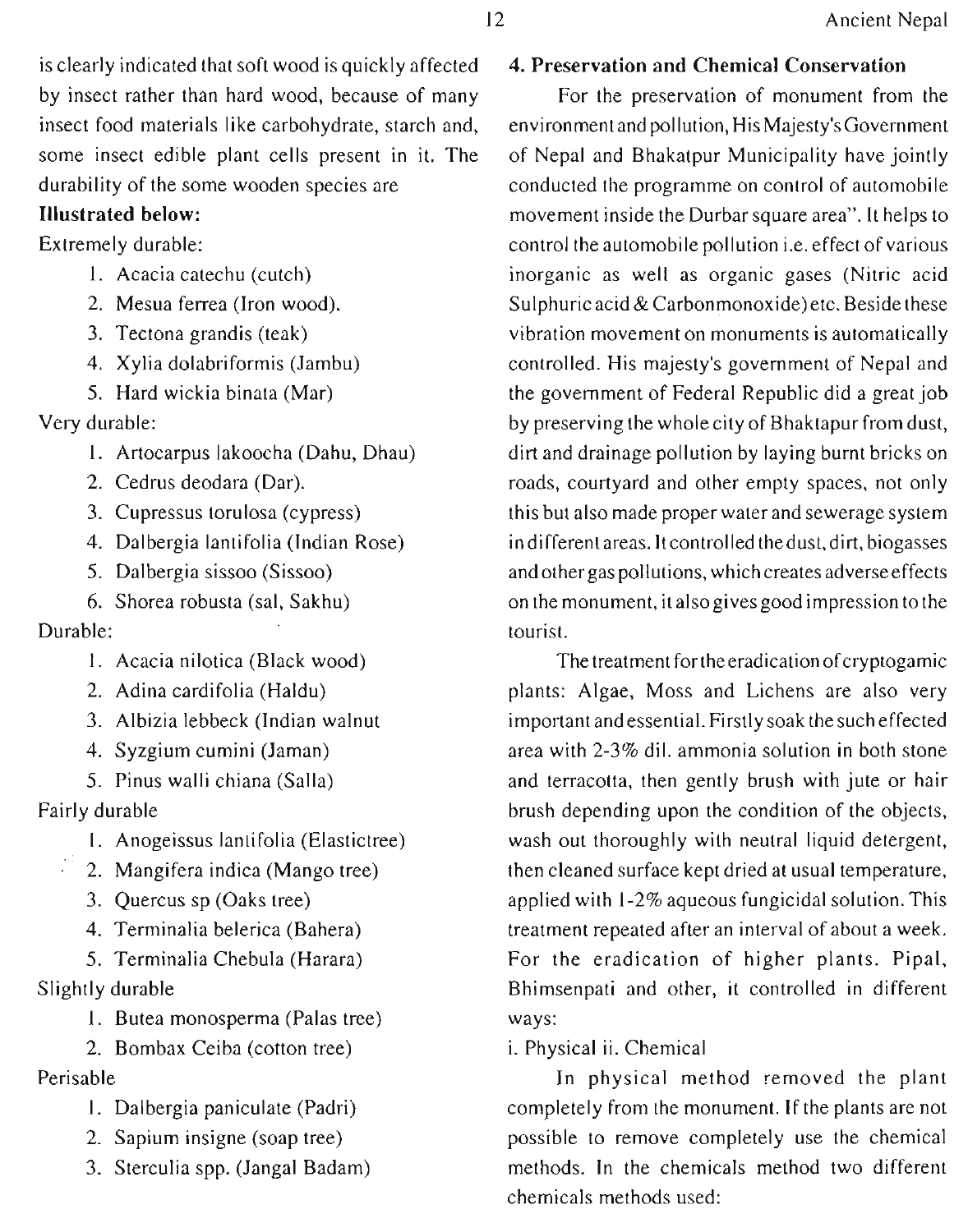is clearly indicated that soft wood is quickly affected by insect rather than hard wood, because of many insect food materials like carbohydrate, starch and, some insect edible plant cells present in it. The durability of the some wooden species are

**Illustrated below:**

Extremely durable:

1. Acacia catechu (cutch)
2. Mesua ferrea (Iron wood).
3. Tectona grandis (teak)
4. Xylia dolabriformis (Jambu)
5. Hard wickia binata (Mar)

Very durable:

1. Artocarpus lakoocha (Dahu, Dhau)
2. Cedrus deodara (Dar).
3. Cupressus torulosa (cypress)
4. Dalbergia lantifolia (Indian Rose)
5. Dalbergia sissoo (Sissoo)
6. Shorea robusta (sal, Sakhu)

Durable:

1. Acacia nilotica (Black wood)
2. Adina cardifolia (Haldu)
3. Albizia lebbeck (Indian walnut
4. Syzgium cumini (Jaman)
5. Pinus walli chiana (Salla)

Fairly durable

1. Anogeissus lantifolia (Elastictree)
2. Mangifera indica (Mango tree)
3. Quercus sp (Oaks tree)
4. Terminalia belerica (Bahera)
5. Terminalia Chebula (Harara)

Slightly durable

1. Butea monosperma (Palas tree)
2. Bombax Ceiba (cotton tree)

Perisable

1. Dalbergia paniculate (Padri)
2. Sapium insigne (soap tree)
3. Sterculia spp. (Jangal Badam)

**4. Preservation and Chemical Conservation**

For the preservation of monument from the environment and pollution, His Majesty's Government of Nepal and Bhakatpur Municipality have jointly conducted the programme on control of automobile movement inside the Durbar square area". It helps to control the automobile pollution i.e. effect of various inorganic as well as organic gases (Nitric acid Sulphuric acid & Carbonmonoxide) etc. Beside these vibration movement on monuments is automatically controlled. His majesty's government of Nepal and the government of Federal Republic did a great job by preserving the whole city of Bhaktapur from dust, dirt and drainage pollution by laying burnt bricks on roads, courtyard and other empty spaces, not only this but also made proper water and sewerage system in different areas. It controlled the dust, dirt, biogasses and other gas pollutions, which creates adverse effects on the monument, it also gives good impression to the tourist.

The treatment for the eradication of cryptogamic plants: Algae, Moss and Lichens are also very important and essential. Firstly soak the such effected area with 2-3% dil. ammonia solution in both stone and terracotta, then gently brush with jute or hair brush depending upon the condition of the objects, wash out thoroughly with neutral liquid detergent, then cleaned surface kept dried at usual temperature, applied with 1-2% aqueous fungicidal solution. This treatment repeated after an interval of about a week. For the eradication of higher plants. Pipal, Bhimsenpati and other, it controlled in different ways:

i. Physical ii. Chemical

In physical method removed the plant completely from the monument. If the plants are not possible to remove completely use the chemical methods. In the chemicals method two different chemicals methods used: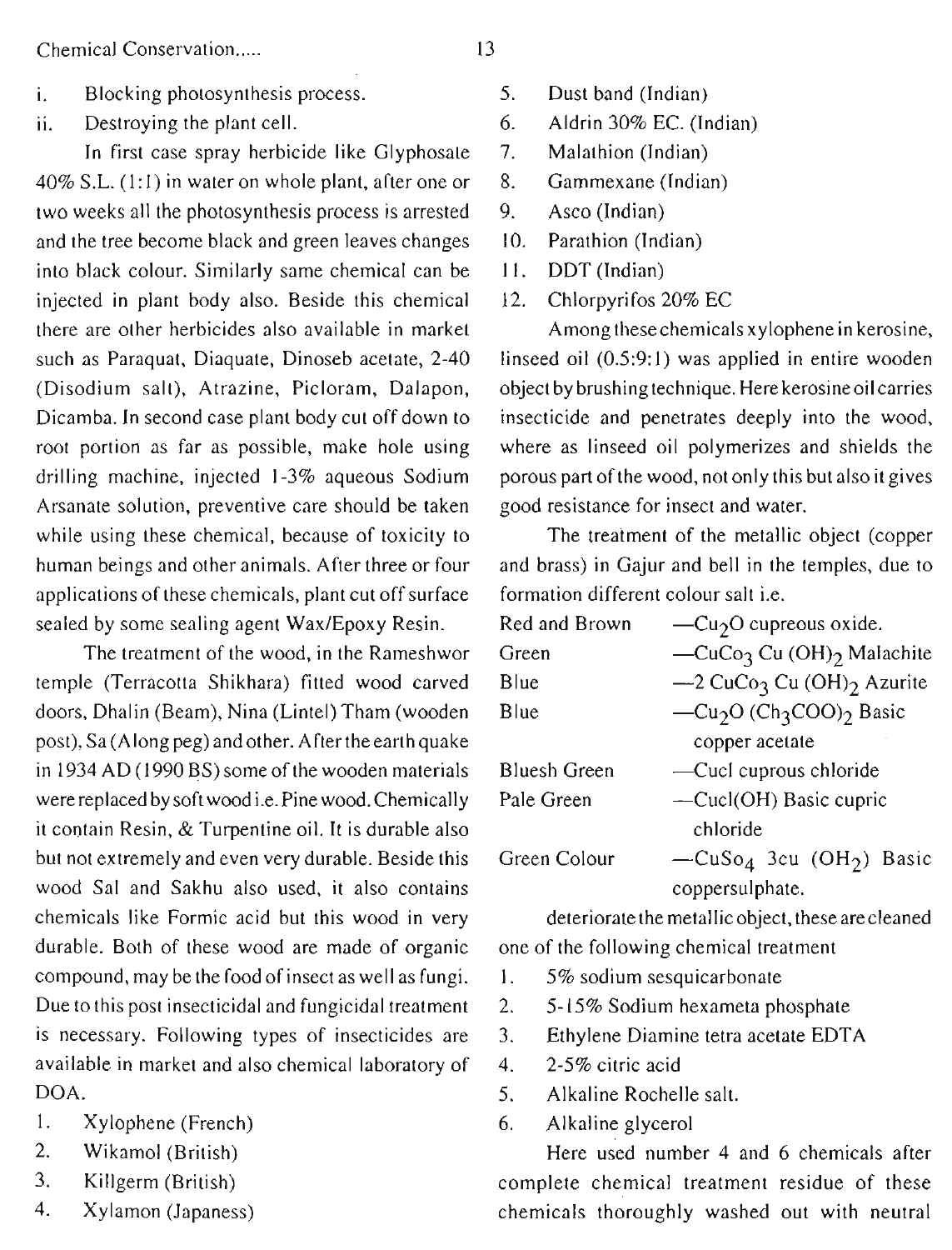i. Blocking photosynthesis process.

ii. Destroying the plant cell.

In first case spray herbicide like Glyphosate 40% S.L. (1:1) in water on whole plant, after one or two weeks all the photosynthesis process is arrested and the tree become black and green leaves changes into black colour. Similarly same chemical can be injected in plant body also. Beside this chemical there are other herbicides also available in market such as Paraquat, Diaquate, Dinoseb acetate, 2-40 (Disodium salt), Atrazine, Picloram, Dalapon, Dicamba. In second case plant body cut off down to root portion as far as possible, make hole using drilling machine, injected 1-3% aqueous Sodium Arsanate solution, preventive care should be taken while using these chemical, because of toxicity to human beings and other animals. After three or four applications of these chemicals, plant cut off surface sealed by some sealing agent Wax/Epoxy Resin.

The treatment of the wood, in the Rameshwor temple (Terracotta Shikhara) fitted wood carved doors, Dhalin (Beam), Nina (Lintel) Tham (wooden post), Sa (A long peg) and other. After the earth quake in 1934 AD (1990 BS) some of the wooden materials were replaced by soft wood i.e. Pine wood. Chemically it contain Resin, & Turpentine oil. It is durable also but not extremely and even very durable. Beside this wood Sal and Sakhu also used, it also contains chemicals like Formic acid but this wood in very durable. Both of these wood are made of organic compound, may be the food of insect as well as fungi. Due to this post insecticidal and fungicidal treatment is necessary. Following types of insecticides are available in market and also chemical laboratory of DOA.

1. Xylophene (French)
2. Wikamol (British)
3. Killgerm (British)
4. Xylamon (Japaness)
5. Dust band (Indian)
6. Aldrin 30% EC. (Indian)
7. Malathion (Indian)
8. Gammexane (Indian)
9. Asco (Indian)
10. Parathion (Indian)
11. DDT (Indian)
12. Chlorpyrifos 20% EC

Among these chemicals xylophene in kerosine, linseed oil (0.5:9:1) was applied in entire wooden object by brushing technique. Here kerosine oil carries insecticide and penetrates deeply into the wood, where as linseed oil polymerizes and shields the porous part of the wood, not only this but also it gives good resistance for insect and water.

The treatment of the metallic object (copper and brass) in Gajur and bell in the temples, due to formation different colour salt i.e.

| | |
|---|---|
| Red and Brown | —$Cu_2O$ cupreous oxide. |
| Green | —$CuCo_3$ Cu $(OH)_2$ Malachite |
| Blue | —2 $CuCo_3$ Cu $(OH)_2$ Azurite |
| Blue | —$Cu_2O$ $(Ch_3COO)_2$ Basic copper acetate |
| Bluesh Green | —Cucl cuprous chloride |
| Pale Green | —Cucl(OH) Basic cupric chloride |
| Green Colour | —$CuSo_4$ 3cu $(OH_2)$ Basic coppersulphate. |

deteriorate the metallic object, these are cleaned one of the following chemical treatment

1. 5% sodium sesquicarbonate
2. 5-15% Sodium hexameta phosphate
3. Ethylene Diamine tetra acetate EDTA
4. 2-5% citric acid
5. Alkaline Rochelle salt.
6. Alkaline glycerol

Here used number 4 and 6 chemicals after complete chemical treatment residue of these chemicals thoroughly washed out with neutral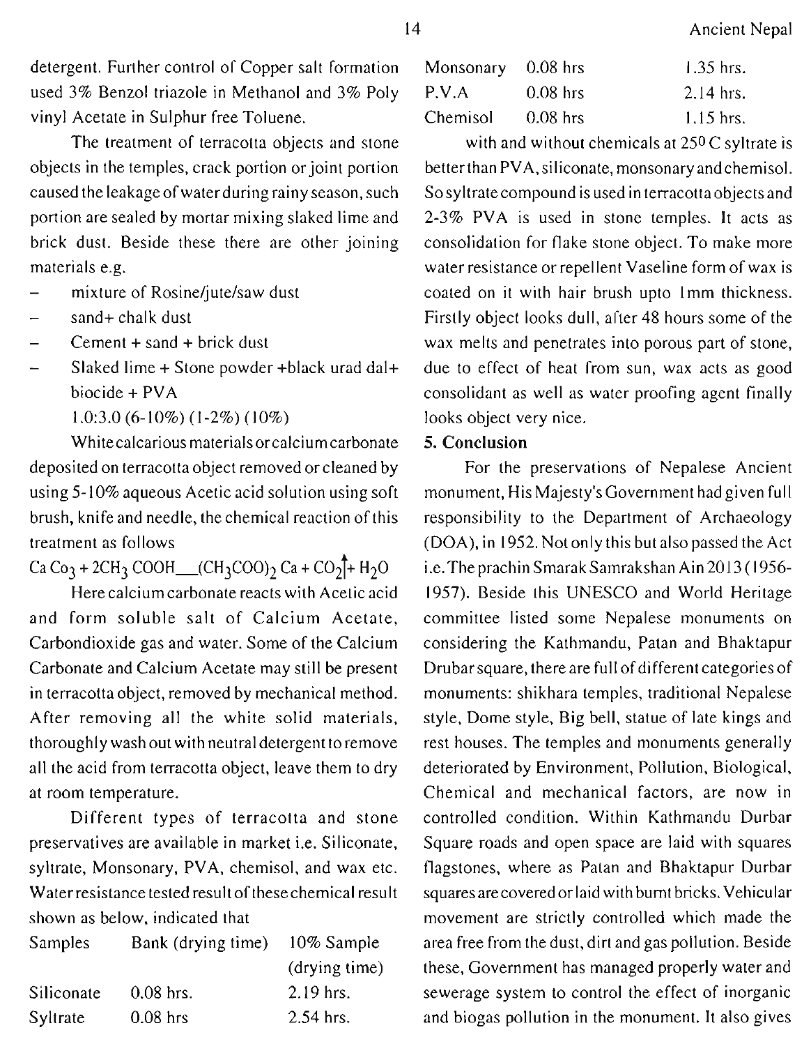detergent. Further control of Copper salt formation used 3% Benzol triazole in Methanol and 3% Poly vinyl Acetate in Sulphur free Toluene.

The treatment of terracotta objects and stone objects in the temples, crack portion or joint portion caused the leakage of water during rainy season, such portion are sealed by mortar mixing slaked lime and brick dust. Beside these there are other joining materials e.g.

- mixture of Rosine/jute/saw dust
- sand+ chalk dust
- Cement + sand + brick dust
- Slaked lime + Stone powder +black urad dal+ biocide + PVA
  1.0:3.0 (6-10%) (1-2%) (10%)

White calcarious materials or calcium carbonate deposited on terracotta object removed or cleaned by using 5-10% aqueous Acetic acid solution using soft brush, knife and needle, the chemical reaction of this treatment as follows

$$CaCo_3 + 2CH_3COOH \_\_ (CH_3COO)_2Ca + CO_2\uparrow + H_2O$$

Here calcium carbonate reacts with Acetic acid and form soluble salt of Calcium Acetate, Carbondioxide gas and water. Some of the Calcium Carbonate and Calcium Acetate may still be present in terracotta object, removed by mechanical method. After removing all the white solid materials, thoroughly wash out with neutral detergent to remove all the acid from terracotta object, leave them to dry at room temperature.

Different types of terracotta and stone preservatives are available in market i.e. Siliconate, syltrate, Monsonary, PVA, chemisol, and wax etc. Water resistance tested result of these chemical result shown as below, indicated that

| Samples | Bank (drying time) | 10% Sample (drying time) |
|---|---|---|
| Siliconate | 0.08 hrs. | 2.19 hrs. |
| Syltrate | 0.08 hrs | 2.54 hrs. |
| Monsonary | 0.08 hrs | 1.35 hrs. |
| P.V.A | 0.08 hrs | 2.14 hrs. |
| Chemisol | 0.08 hrs | 1.15 hrs. |

with and without chemicals at 25$^0$ C syltrate is better than PVA, siliconate, monsonary and chemisol. So syltrate compound is used in terracotta objects and 2-3% PVA is used in stone temples. It acts as consolidation for flake stone object. To make more water resistance or repellent Vaseline form of wax is coated on it with hair brush upto 1mm thickness. Firstly object looks dull, after 48 hours some of the wax melts and penetrates into porous part of stone, due to effect of heat from sun, wax acts as good consolidant as well as water proofing agent finally looks object very nice.

## 5. Conclusion

For the preservations of Nepalese Ancient monument, His Majesty's Government had given full responsibility to the Department of Archaeology (DOA), in 1952. Not only this but also passed the Act i.e. The prachin Smarak Samrakshan Ain 2013 (1956-1957). Beside this UNESCO and World Heritage committee listed some Nepalese monuments on considering the Kathmandu, Patan and Bhaktapur Drubar square, there are full of different categories of monuments: shikhara temples, traditional Nepalese style, Dome style, Big bell, statue of late kings and rest houses. The temples and monuments generally deteriorated by Environment, Pollution, Biological, Chemical and mechanical factors, are now in controlled condition. Within Kathmandu Durbar Square roads and open space are laid with squares flagstones, where as Patan and Bhaktapur Durbar squares are covered or laid with burnt bricks. Vehicular movement are strictly controlled which made the area free from the dust, dirt and gas pollution. Beside these, Government has managed properly water and sewerage system to control the effect of inorganic and biogas pollution in the monument. It also gives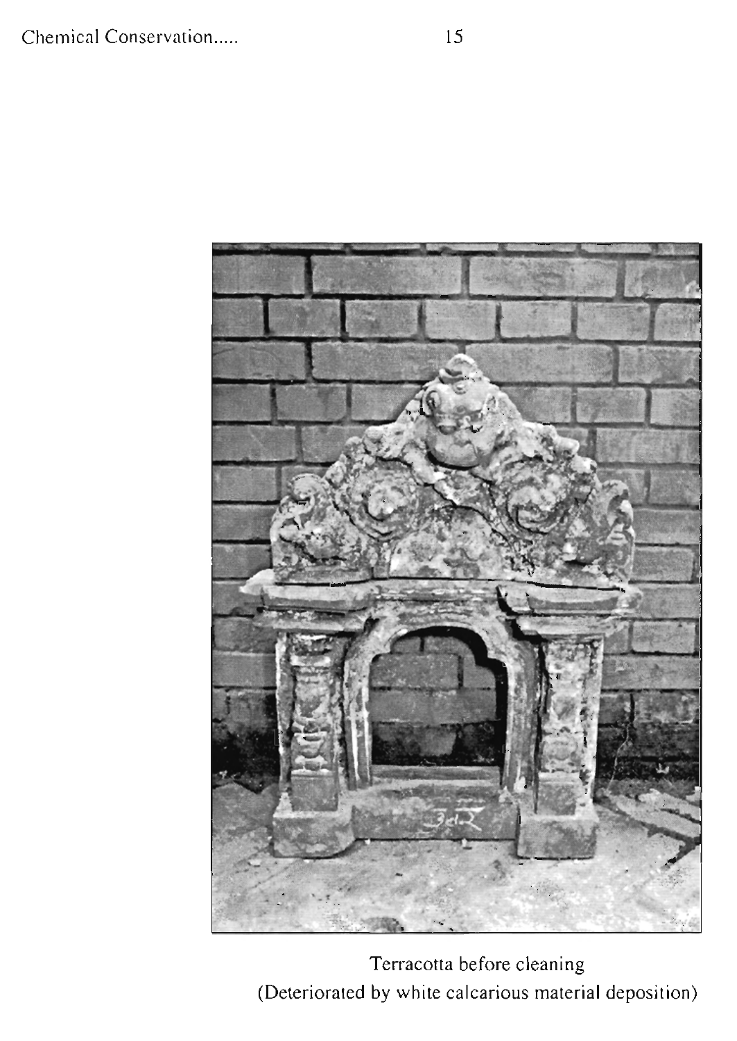Terracotta before cleaning
(Deteriorated by white calcarious material deposition)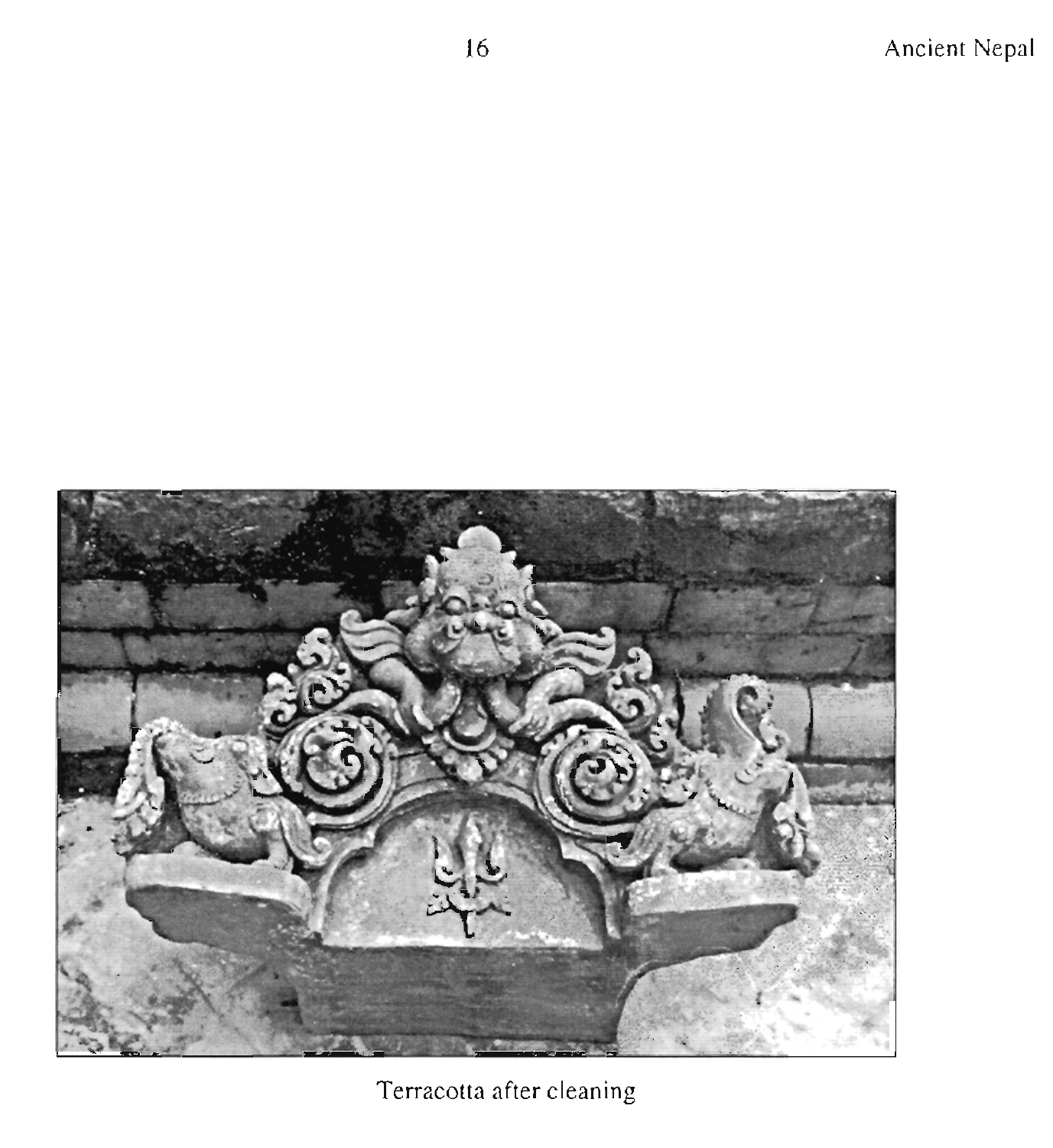Terracotta after cleaning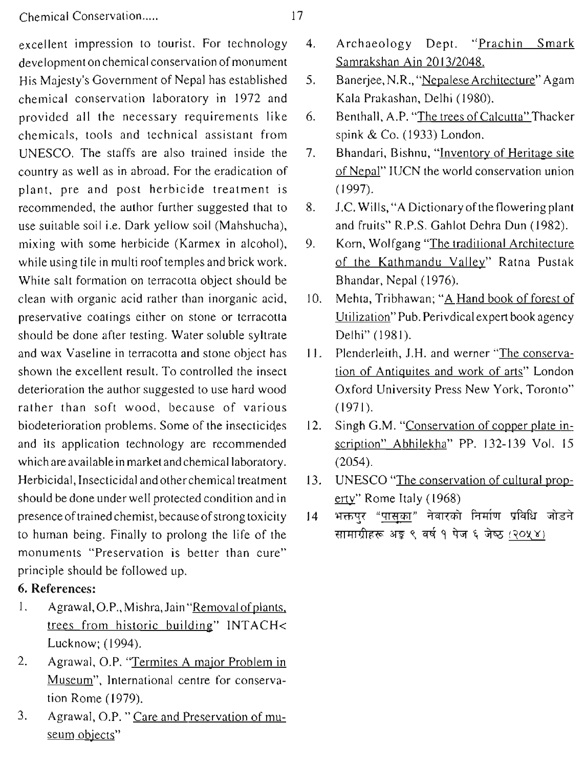excellent impression to tourist. For technology development on chemical conservation of monument His Majesty's Government of Nepal has established chemical conservation laboratory in 1972 and provided all the necessary requirements like chemicals, tools and technical assistant from UNESCO. The staffs are also trained inside the country as well as in abroad. For the eradication of plant, pre and post herbicide treatment is recommended, the author further suggested that to use suitable soil i.e. Dark yellow soil (Mahshucha), mixing with some herbicide (Karmex in alcohol), while using tile in multi roof temples and brick work. White salt formation on terracotta object should be clean with organic acid rather than inorganic acid, preservative coatings either on stone or terracotta should be done after testing. Water soluble syltrate and wax Vaseline in terracotta and stone object has shown the excellent result. To controlled the insect deterioration the author suggested to use hard wood rather than soft wood, because of various biodeterioration problems. Some of the insecticides and its application technology are recommended which are available in market and chemical laboratory. Herbicidal, Insecticidal and other chemical treatment should be done under well protected condition and in presence of trained chemist, because of strong toxicity to human being. Finally to prolong the life of the monuments "Preservation is better than cure" principle should be followed up.

## 6. References:

1. Agrawal, O.P., Mishra, Jain "Removal of plants, trees from historic building" INTACH< Lucknow; (1994).
2. Agrawal, O.P. "Termites A major Problem in Museum", International centre for conservation Rome (1979).
3. Agrawal, O.P. " Care and Preservation of museum objects"
4. Archaeology Dept. "Prachin Smark Samrakshan Ain 2013/2048.
5. Banerjee, N.R., "Nepalese Architecture" Agam Kala Prakashan, Delhi (1980).
6. Benthall, A.P. "The trees of Calcutta" Thacker spink & Co. (1933) London.
7. Bhandari, Bishnu, "Inventory of Heritage site of Nepal" IUCN the world conservation union (1997).
8. J.C. Wills, "A Dictionary of the flowering plant and fruits" R.P.S. Gahlot Dehra Dun (1982).
9. Korn, Wolfgang "The traditional Architecture of the Kathmandu Valley" Ratna Pustak Bhandar, Nepal (1976).
10. Mehta, Tribhawan; "A Hand book of forest of Utilization" Pub. Perivdical expert book agency Delhi" (1981).
11. Plenderleith, J.H. and werner "The conservation of Antiquites and work of arts" London Oxford University Press New York, Toronto" (1971).
12. Singh G.M. "Conservation of copper plate inscription" Abhilekha" PP. 132-139 Vol. 15 (2054).
13. UNESCO "The conservation of cultural property" Rome Italy (1968)
14. भक्तपुर "पासुका" नेवारको निर्माण प्रविधि जोडने सामाग्रीहरू अङ्क ९ वर्ष १ पेज ६ जेष्ठ (२०५४)